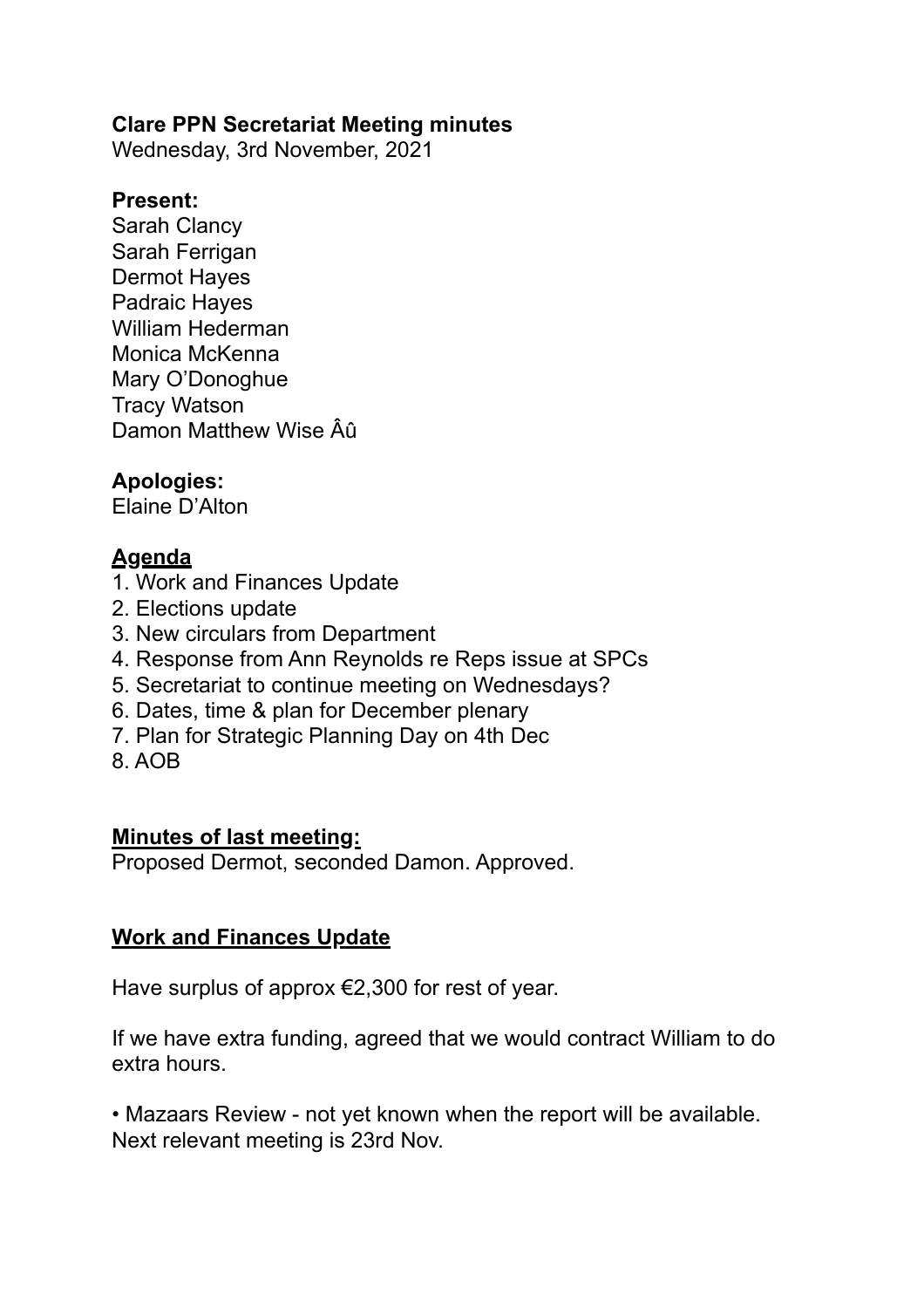**Clare PPN Secretariat Meeting minutes**

Wednesday, 3rd November, 2021

**Present:**

Sarah Clancy
Sarah Ferrigan
Dermot Hayes
Padraic Hayes
William Hederman
Monica McKenna
Mary O'Donoghue
Tracy Watson
Damon Matthew Wise Âû

**Apologies:**

Elaine D'Alton

## Agenda

1. Work and Finances Update
2. Elections update
3. New circulars from Department
4. Response from Ann Reynolds re Reps issue at SPCs
5. Secretariat to continue meeting on Wednesdays?
6. Dates, time & plan for December plenary
7. Plan for Strategic Planning Day on 4th Dec
8. AOB

## Minutes of last meeting:

Proposed Dermot, seconded Damon. Approved.

## Work and Finances Update

Have surplus of approx €2,300 for rest of year.

If we have extra funding, agreed that we would contract William to do extra hours.

- Mazaars Review - not yet known when the report will be available. Next relevant meeting is 23rd Nov.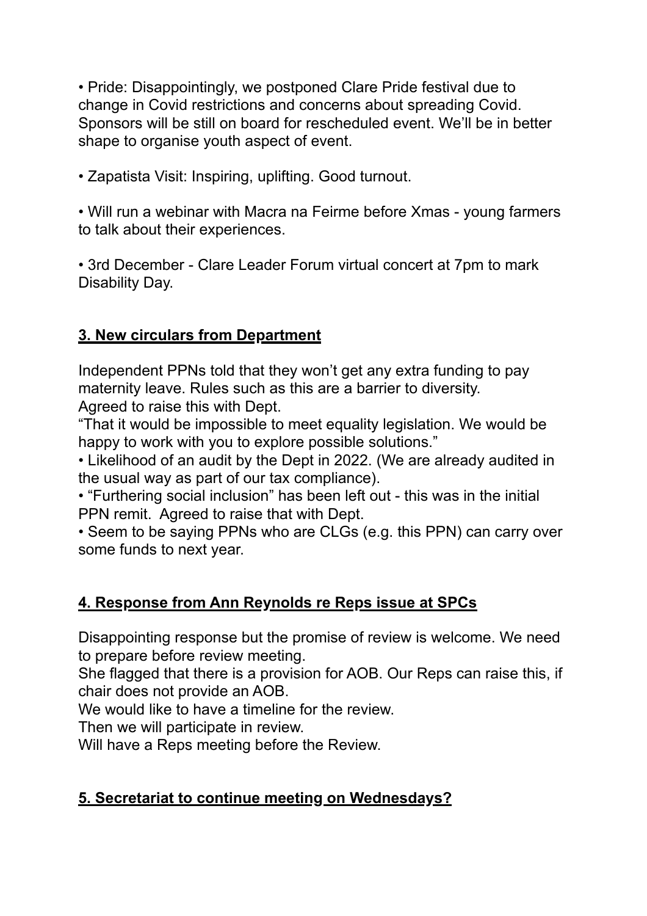• Pride: Disappointingly, we postponed Clare Pride festival due to change in Covid restrictions and concerns about spreading Covid. Sponsors will be still on board for rescheduled event. We'll be in better shape to organise youth aspect of event.

• Zapatista Visit: Inspiring, uplifting. Good turnout.

• Will run a webinar with Macra na Feirme before Xmas - young farmers to talk about their experiences.

• 3rd December - Clare Leader Forum virtual concert at 7pm to mark Disability Day.

## 3. New circulars from Department

Independent PPNs told that they won't get any extra funding to pay maternity leave. Rules such as this are a barrier to diversity.
Agreed to raise this with Dept.
"That it would be impossible to meet equality legislation. We would be happy to work with you to explore possible solutions."
• Likelihood of an audit by the Dept in 2022. (We are already audited in the usual way as part of our tax compliance).
• "Furthering social inclusion" has been left out - this was in the initial PPN remit. Agreed to raise that with Dept.
• Seem to be saying PPNs who are CLGs (e.g. this PPN) can carry over some funds to next year.

## 4. Response from Ann Reynolds re Reps issue at SPCs

Disappointing response but the promise of review is welcome. We need to prepare before review meeting.
She flagged that there is a provision for AOB. Our Reps can raise this, if chair does not provide an AOB.
We would like to have a timeline for the review.
Then we will participate in review.
Will have a Reps meeting before the Review.

## 5. Secretariat to continue meeting on Wednesdays?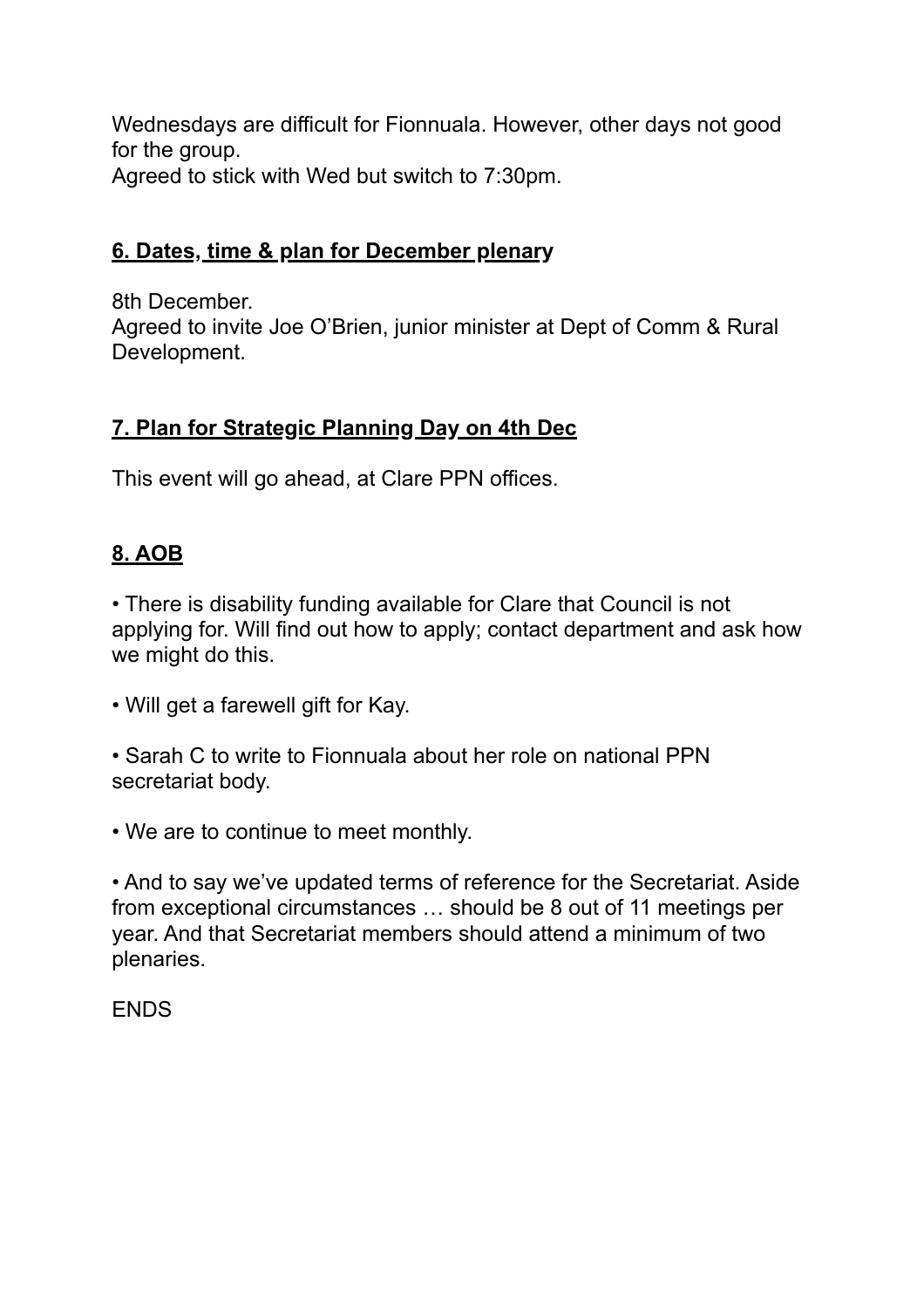Wednesdays are difficult for Fionnuala. However, other days not good for the group.
Agreed to stick with Wed but switch to 7:30pm.

## **6. Dates, time & plan for December plenary**

8th December.
Agreed to invite Joe O'Brien, junior minister at Dept of Comm & Rural Development.

## **7. Plan for Strategic Planning Day on 4th Dec**

This event will go ahead, at Clare PPN offices.

## **8. AOB**

- There is disability funding available for Clare that Council is not applying for. Will find out how to apply; contact department and ask how we might do this.

- Will get a farewell gift for Kay.

- Sarah C to write to Fionnuala about her role on national PPN secretariat body.

- We are to continue to meet monthly.

- And to say we've updated terms of reference for the Secretariat. Aside from exceptional circumstances … should be 8 out of 11 meetings per year. And that Secretariat members should attend a minimum of two plenaries.

ENDS